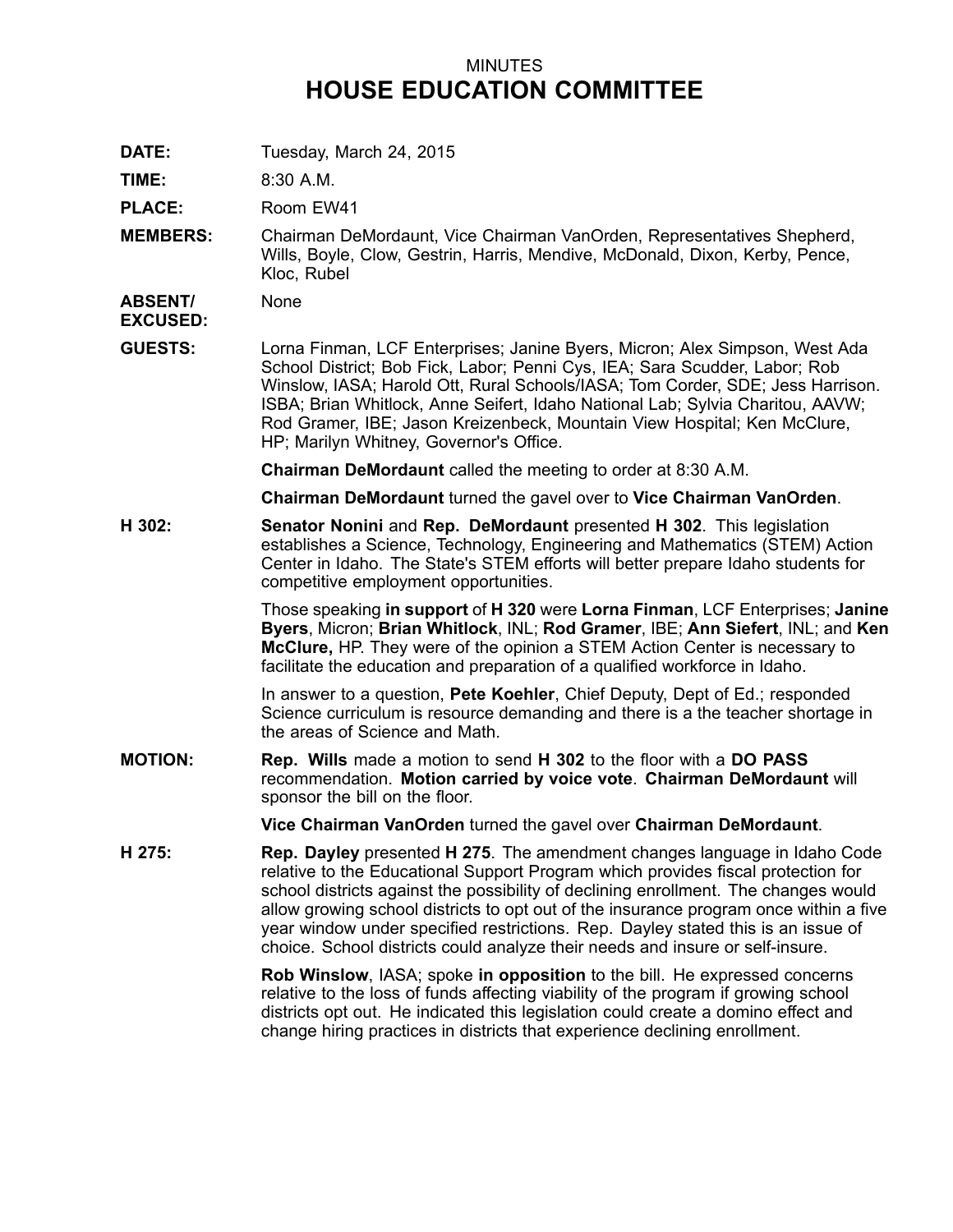MINUTES

# HOUSE EDUCATION COMMITTEE

**DATE:** Tuesday, March 24, 2015

**TIME:** 8:30 A.M.

**PLACE:** Room EW41

**MEMBERS:** Chairman DeMordaunt, Vice Chairman VanOrden, Representatives Shepherd, Wills, Boyle, Clow, Gestrin, Harris, Mendive, McDonald, Dixon, Kerby, Pence, Kloc, Rubel

**ABSENT/ EXCUSED:** None

**GUESTS:** Lorna Finman, LCF Enterprises; Janine Byers, Micron; Alex Simpson, West Ada School District; Bob Fick, Labor; Penni Cys, IEA; Sara Scudder, Labor; Rob Winslow, IASA; Harold Ott, Rural Schools/IASA; Tom Corder, SDE; Jess Harrison. ISBA; Brian Whitlock, Anne Seifert, Idaho National Lab; Sylvia Charitou, AAVW; Rod Gramer, IBE; Jason Kreizenbeck, Mountain View Hospital; Ken McClure, HP; Marilyn Whitney, Governor's Office.

**Chairman DeMordaunt** called the meeting to order at 8:30 A.M.

**Chairman DeMordaunt** turned the gavel over to **Vice Chairman VanOrden**.

**H 302:** **Senator Nonini** and **Rep. DeMordaunt** presented **H 302**. This legislation establishes a Science, Technology, Engineering and Mathematics (STEM) Action Center in Idaho. The State's STEM efforts will better prepare Idaho students for competitive employment opportunities.

Those speaking **in support** of **H 320** were **Lorna Finman**, LCF Enterprises; **Janine Byers**, Micron; **Brian Whitlock**, INL; **Rod Gramer**, IBE; **Ann Siefert**, INL; and **Ken McClure,** HP. They were of the opinion a STEM Action Center is necessary to facilitate the education and preparation of a qualified workforce in Idaho.

In answer to a question, **Pete Koehler**, Chief Deputy, Dept of Ed.; responded Science curriculum is resource demanding and there is a the teacher shortage in the areas of Science and Math.

**MOTION:** **Rep. Wills** made a motion to send **H 302** to the floor with a **DO PASS** recommendation. **Motion carried by voice vote**. **Chairman DeMordaunt** will sponsor the bill on the floor.

**Vice Chairman VanOrden** turned the gavel over **Chairman DeMordaunt**.

**H 275:** **Rep. Dayley** presented **H 275**. The amendment changes language in Idaho Code relative to the Educational Support Program which provides fiscal protection for school districts against the possibility of declining enrollment. The changes would allow growing school districts to opt out of the insurance program once within a five year window under specified restrictions. Rep. Dayley stated this is an issue of choice. School districts could analyze their needs and insure or self-insure.

**Rob Winslow**, IASA; spoke **in opposition** to the bill. He expressed concerns relative to the loss of funds affecting viability of the program if growing school districts opt out. He indicated this legislation could create a domino effect and change hiring practices in districts that experience declining enrollment.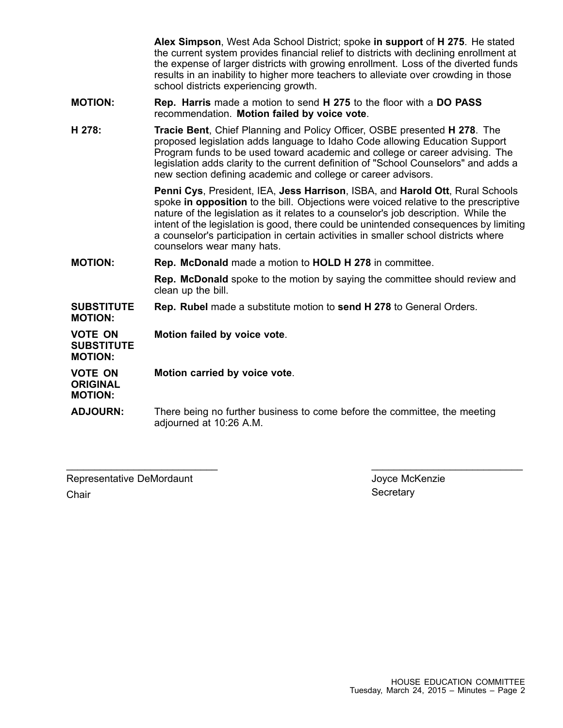**Alex Simpson**, West Ada School District; spoke **in support** of **H 275**. He stated the current system provides financial relief to districts with declining enrollment at the expense of larger districts with growing enrollment. Loss of the diverted funds results in an inability to higher more teachers to alleviate over crowding in those school districts experiencing growth.

**MOTION:** **Rep. Harris** made a motion to send **H 275** to the floor with a **DO PASS** recommendation. **Motion failed by voice vote**.

**H 278:** **Tracie Bent**, Chief Planning and Policy Officer, OSBE presented **H 278**. The proposed legislation adds language to Idaho Code allowing Education Support Program funds to be used toward academic and college or career advising. The legislation adds clarity to the current definition of "School Counselors" and adds a new section defining academic and college or career advisors.

**Penni Cys**, President, IEA, **Jess Harrison**, ISBA, and **Harold Ott**, Rural Schools spoke **in opposition** to the bill. Objections were voiced relative to the prescriptive nature of the legislation as it relates to a counselor's job description. While the intent of the legislation is good, there could be unintended consequences by limiting a counselor's participation in certain activities in smaller school districts where counselors wear many hats.

**MOTION:** **Rep. McDonald** made a motion to **HOLD H 278** in committee.

**Rep. McDonald** spoke to the motion by saying the committee should review and clean up the bill.

**SUBSTITUTE MOTION:** **Rep. Rubel** made a substitute motion to **send H 278** to General Orders.

**VOTE ON SUBSTITUTE MOTION:** **Motion failed by voice vote**.

**VOTE ON ORIGINAL MOTION:** **Motion carried by voice vote**.

**ADJOURN:** There being no further business to come before the committee, the meeting adjourned at 10:26 A.M.

___________________________
Representative DeMordaunt
Chair

___________________________
Joyce McKenzie
Secretary